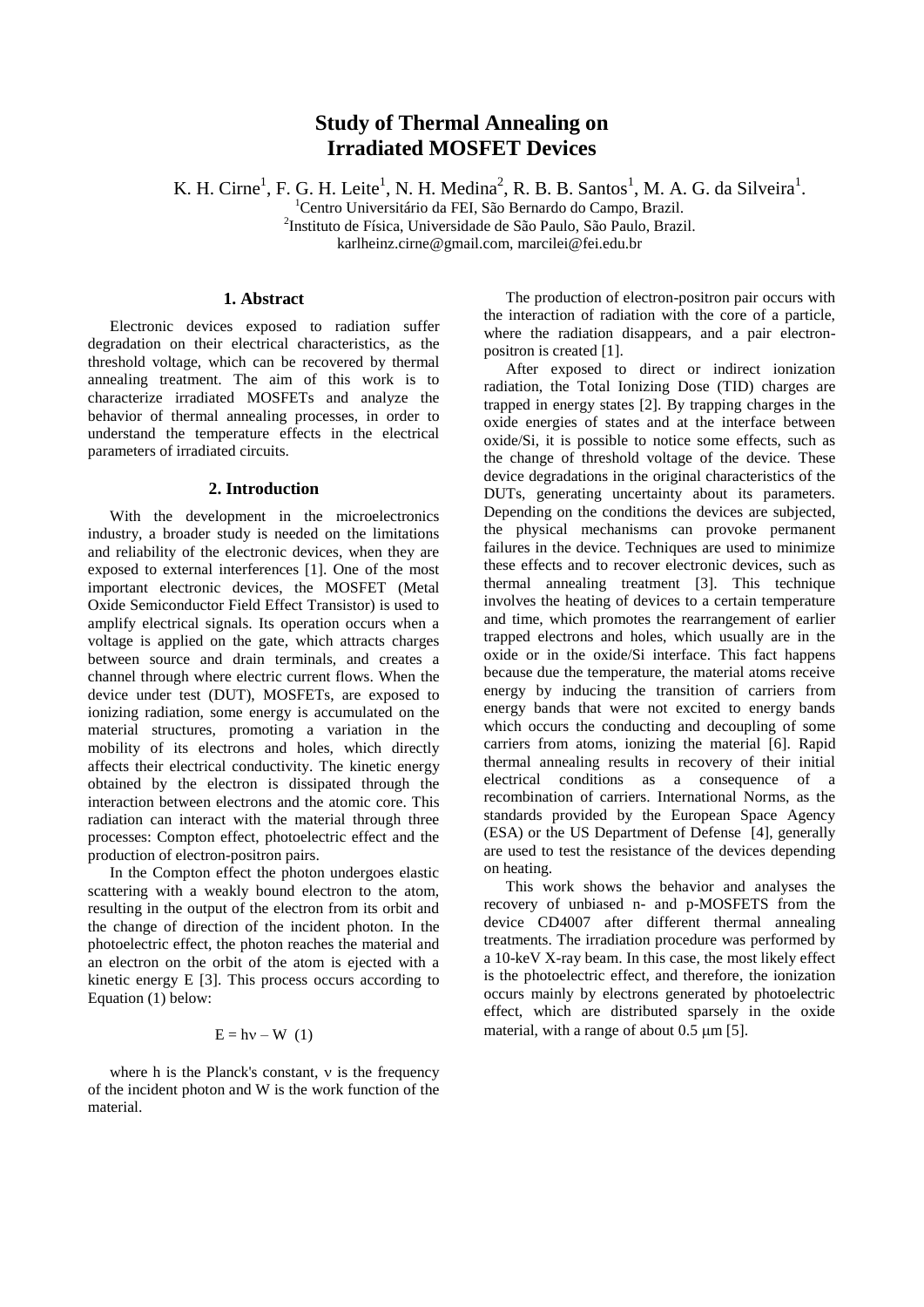# Study of Thermal Annealing on Irradiated MOSFET Devices

K. H. Cirne[1], F. G. H. Leite[1], N. H. Medina[2], R. B. B. Santos[1], M. A. G. da Silveira[1].

[1]Centro Universitário da FEI, São Bernardo do Campo, Brazil.
[2]Instituto de Física, Universidade de São Paulo, São Paulo, Brazil.
karlheinz.cirne@gmail.com, marcilei@fei.edu.br

## 1. Abstract

Electronic devices exposed to radiation suffer degradation on their electrical characteristics, as the threshold voltage, which can be recovered by thermal annealing treatment. The aim of this work is to characterize irradiated MOSFETs and analyze the behavior of thermal annealing processes, in order to understand the temperature effects in the electrical parameters of irradiated circuits.

## 2. Introduction

With the development in the microelectronics industry, a broader study is needed on the limitations and reliability of the electronic devices, when they are exposed to external interferences [1]. One of the most important electronic devices, the MOSFET (Metal Oxide Semiconductor Field Effect Transistor) is used to amplify electrical signals. Its operation occurs when a voltage is applied on the gate, which attracts charges between source and drain terminals, and creates a channel through where electric current flows. When the device under test (DUT), MOSFETs, are exposed to ionizing radiation, some energy is accumulated on the material structures, promoting a variation in the mobility of its electrons and holes, which directly affects their electrical conductivity. The kinetic energy obtained by the electron is dissipated through the interaction between electrons and the atomic core. This radiation can interact with the material through three processes: Compton effect, photoelectric effect and the production of electron-positron pairs.

In the Compton effect the photon undergoes elastic scattering with a weakly bound electron to the atom, resulting in the output of the electron from its orbit and the change of direction of the incident photon. In the photoelectric effect, the photon reaches the material and an electron on the orbit of the atom is ejected with a kinetic energy E [3]. This process occurs according to Equation (1) below:

$$E = h\nu - W \quad (1)$$

where h is the Planck's constant, $\nu$ is the frequency of the incident photon and W is the work function of the material.

The production of electron-positron pair occurs with the interaction of radiation with the core of a particle, where the radiation disappears, and a pair electron-positron is created [1].

After exposed to direct or indirect ionization radiation, the Total Ionizing Dose (TID) charges are trapped in energy states [2]. By trapping charges in the oxide energies of states and at the interface between oxide/Si, it is possible to notice some effects, such as the change of threshold voltage of the device. These device degradations in the original characteristics of the DUTs, generating uncertainty about its parameters. Depending on the conditions the devices are subjected, the physical mechanisms can provoke permanent failures in the device. Techniques are used to minimize these effects and to recover electronic devices, such as thermal annealing treatment [3]. This technique involves the heating of devices to a certain temperature and time, which promotes the rearrangement of earlier trapped electrons and holes, which usually are in the oxide or in the oxide/Si interface. This fact happens because due the temperature, the material atoms receive energy by inducing the transition of carriers from energy bands that were not excited to energy bands which occurs the conducting and decoupling of some carriers from atoms, ionizing the material [6]. Rapid thermal annealing results in recovery of their initial electrical conditions as a consequence of a recombination of carriers. International Norms, as the standards provided by the European Space Agency (ESA) or the US Department of Defense [4], generally are used to test the resistance of the devices depending on heating.

This work shows the behavior and analyses the recovery of unbiased n- and p-MOSFETS from the device CD4007 after different thermal annealing treatments. The irradiation procedure was performed by a 10-keV X-ray beam. In this case, the most likely effect is the photoelectric effect, and therefore, the ionization occurs mainly by electrons generated by photoelectric effect, which are distributed sparsely in the oxide material, with a range of about 0.5 μm [5].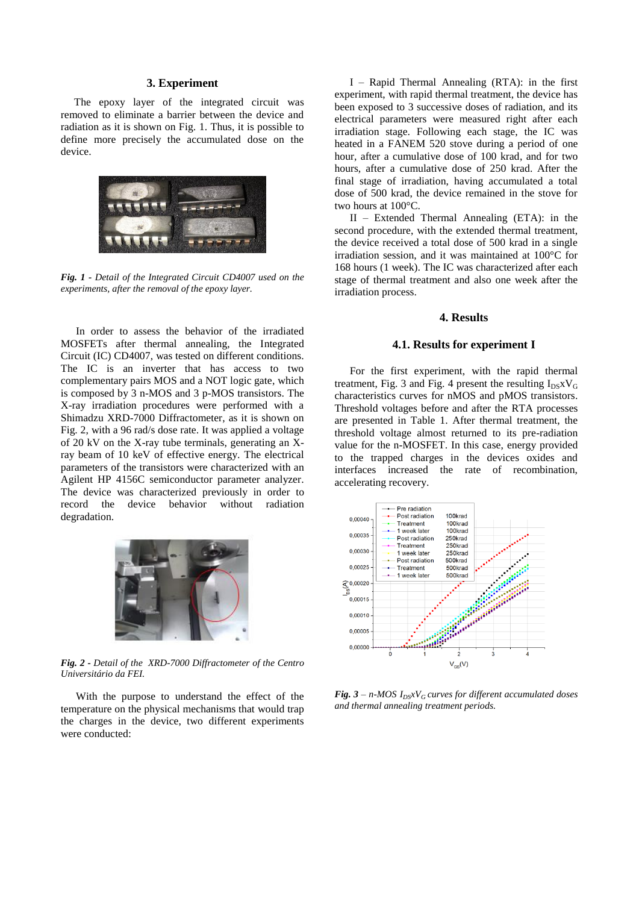## 3. Experiment

The epoxy layer of the integrated circuit was removed to eliminate a barrier between the device and radiation as it is shown on Fig. 1. Thus, it is possible to define more precisely the accumulated dose on the device.

***Fig. 1*** *- Detail of the Integrated Circuit CD4007 used on the experiments, after the removal of the epoxy layer.*

In order to assess the behavior of the irradiated MOSFETs after thermal annealing, the Integrated Circuit (IC) CD4007, was tested on different conditions. The IC is an inverter that has access to two complementary pairs MOS and a NOT logic gate, which is composed by 3 n-MOS and 3 p-MOS transistors. The X-ray irradiation procedures were performed with a Shimadzu XRD-7000 Diffractometer, as it is shown on Fig. 2, with a 96 rad/s dose rate. It was applied a voltage of 20 kV on the X-ray tube terminals, generating an X-ray beam of 10 keV of effective energy. The electrical parameters of the transistors were characterized with an Agilent HP 4156C semiconductor parameter analyzer. The device was characterized previously in order to record the device behavior without radiation degradation.

***Fig. 2*** *- Detail of the XRD-7000 Diffractometer of the Centro Universitário da FEI.*

With the purpose to understand the effect of the temperature on the physical mechanisms that would trap the charges in the device, two different experiments were conducted:

I – Rapid Thermal Annealing (RTA): in the first experiment, with rapid thermal treatment, the device has been exposed to 3 successive doses of radiation, and its electrical parameters were measured right after each irradiation stage. Following each stage, the IC was heated in a FANEM 520 stove during a period of one hour, after a cumulative dose of 100 krad, and for two hours, after a cumulative dose of 250 krad. After the final stage of irradiation, having accumulated a total dose of 500 krad, the device remained in the stove for two hours at 100°C.

II – Extended Thermal Annealing (ETA): in the second procedure, with the extended thermal treatment, the device received a total dose of 500 krad in a single irradiation session, and it was maintained in 100°C for 168 hours (1 week). The IC was characterized after each stage of thermal treatment and also one week after the irradiation process.

## 4. Results

### 4.1. Results for experiment I

For the first experiment, with the rapid thermal treatment, Fig. 3 and Fig. 4 present the resulting $I_{DS}xV_G$ characteristics curves for nMOS and pMOS transistors. Threshold voltages before and after the RTA processes are presented in Table 1. After thermal treatment, the threshold voltage almost returned to its pre-radiation value for the n-MOSFET. In this case, energy provided to the trapped charges in the devices oxides and interfaces increased the rate of recombination, accelerating recovery.

***Fig. 3*** *– n-MOS $I_{DS}xV_G$ curves for different accumulated doses and thermal annealing treatment periods.*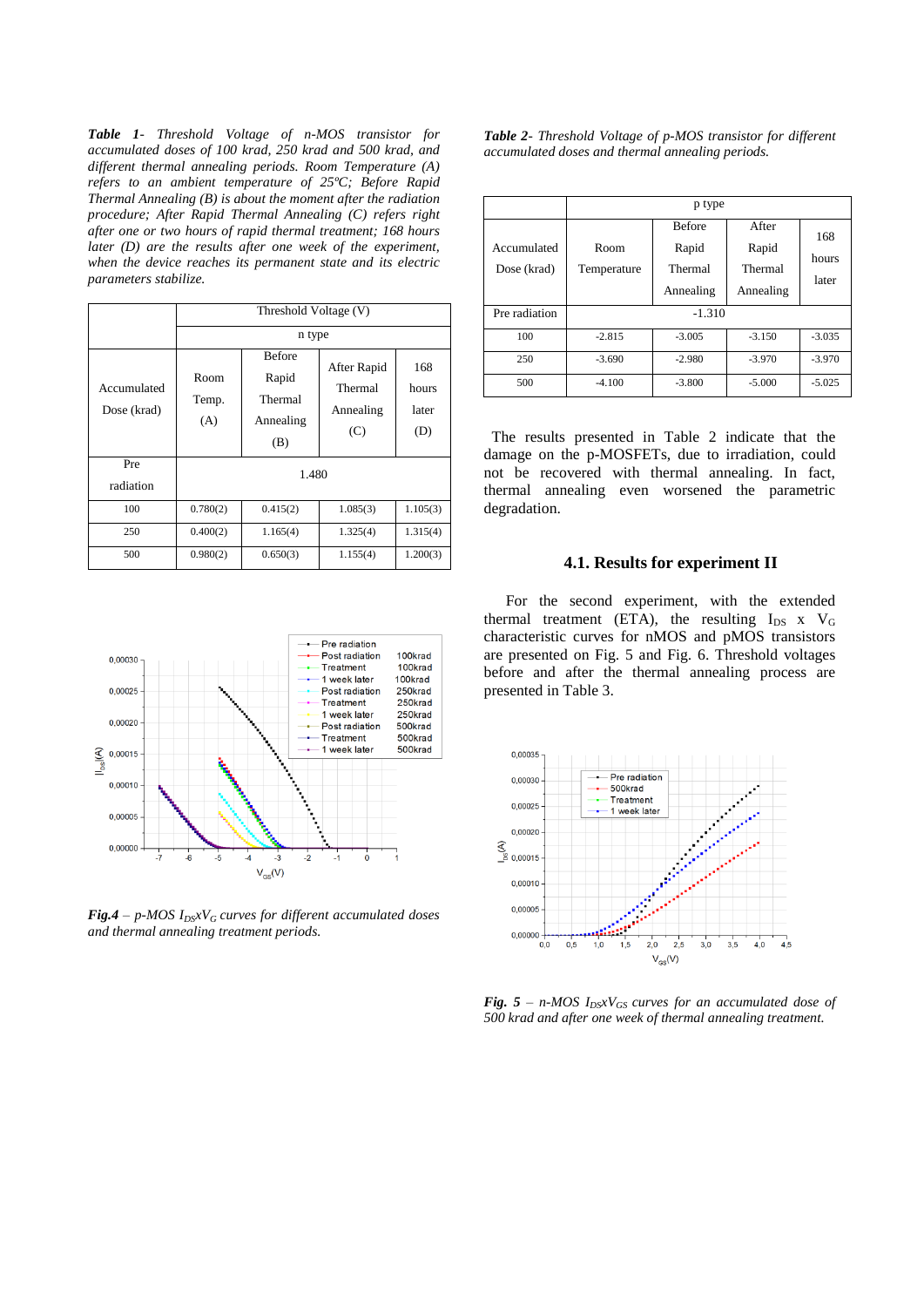***Table 1**- Threshold Voltage of n-MOS transistor for accumulated doses of 100 krad, 250 krad and 500 krad, and different thermal annealing periods. Room Temperature (A) refers to an ambient temperature of 25ºC; Before Rapid Thermal Annealing (B) is about the moment after the radiation procedure; After Rapid Thermal Annealing (C) refers right after one or two hours of rapid thermal treatment; 168 hours later (D) are the results after one week of the experiment, when the device reaches its permanent state and its electric parameters stabilize.*

| | Threshold Voltage (V) | | | |
|---|---|---|---|---|
| | n type | | | |
| Accumulated Dose (krad) | Room Temp. (A) | Before Rapid Thermal Annealing (B) | After Rapid Thermal Annealing (C) | 168 hours later (D) |
| Pre radiation | 1.480 | | | |
| 100 | 0.780(2) | 0.415(2) | 1.085(3) | 1.105(3) |
| 250 | 0.400(2) | 1.165(4) | 1.325(4) | 1.315(4) |
| 500 | 0.980(2) | 0.650(3) | 1.155(4) | 1.200(3) |

*$\textbf{Fig.4}$ – p-MOS $I_{DS}xV_G$ curves for different accumulated doses and thermal annealing treatment periods.*

***Table 2**- Threshold Voltage of p-MOS transistor for different accumulated doses and thermal annealing periods.*

| | p type | | | |
|---|---|---|---|---|
| Accumulated Dose (krad) | Room Temperature | Before Rapid Thermal Annealing | After Rapid Thermal Annealing | 168 hours later |
| Pre radiation | -1.310 | | | |
| 100 | -2.815 | -3.005 | -3.150 | -3.035 |
| 250 | -3.690 | -2.980 | -3.970 | -3.970 |
| 500 | -4.100 | -3.800 | -5.000 | -5.025 |

The results presented in Table 2 indicate that the damage on the p-MOSFETs, due to irradiation, could not be recovered with thermal annealing. In fact, thermal annealing even worsened the parametric degradation.

### 4.1. Results for experiment II

For the second experiment, with the extended thermal treatment (ETA), the resulting $I_{DS}$ x $V_G$ characteristic curves for nMOS and pMOS transistors are presented on Fig. 5 and Fig. 6. Threshold voltages before and after the thermal annealing process are presented in Table 3.

***Fig. 5** – n-MOS $I_{DS}xV_{GS}$ curves for an accumulated dose of 500 krad and after one week of thermal annealing treatment.*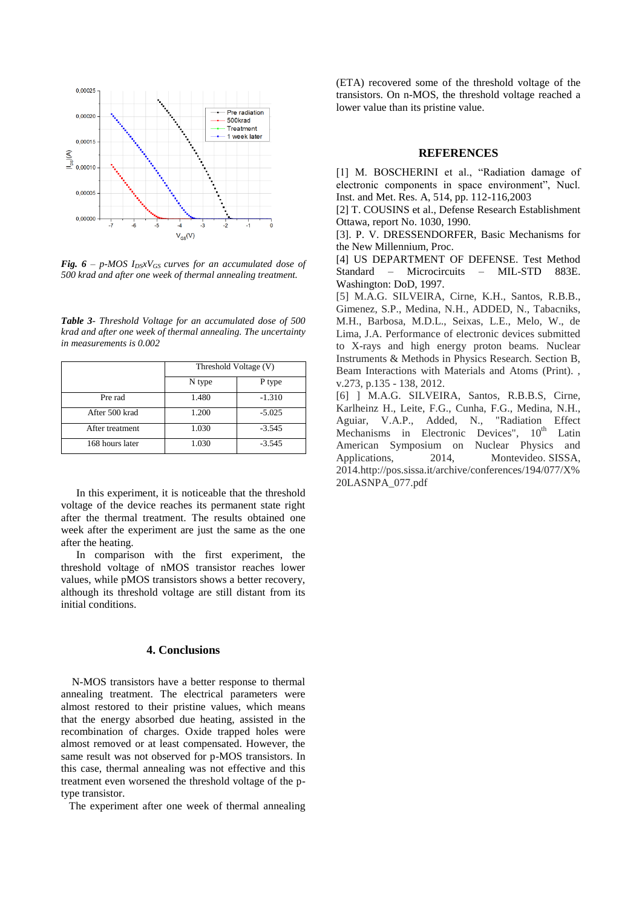0,00025
0,00020
0,00015
0,00010
0,00005
0,00000
-7 -6 -5 -4 -3 -2 -1 0
$|I_{DS}|$ (A)
$V_{GS}$(V)
Pre radiation
500krad
Treatment
1 week later

***Fig. 6*** *– p-MOS $I_{DS}xV_{GS}$ curves for an accumulated dose of 500 krad and after one week of thermal annealing treatment.*

***Table 3****- Threshold Voltage for an accumulated dose of 500 krad and after one week of thermal annealing. The uncertainty in measurements is 0.002*

| | Threshold Voltage (V) | |
|---|---|---|
| | N type | P type |
| Pre rad | 1.480 | -1.310 |
| After 500 krad | 1.200 | -5.025 |
| After treatment | 1.030 | -3.545 |
| 168 hours later | 1.030 | -3.545 |

In this experiment, it is noticeable that the threshold voltage of the device reaches its permanent state right after the thermal treatment. The results obtained one week after the experiment are just the same as the one after the heating.

In comparison with the first experiment, the threshold voltage of nMOS transistor reaches lower values, while pMOS transistors shows a better recovery, although its threshold voltage are still distant from its initial conditions.

## 4. Conclusions

N-MOS transistors have a better response to thermal annealing treatment. The electrical parameters were almost restored to their pristine values, which means that the energy absorbed due heating, assisted in the recombination of charges. Oxide trapped holes were almost removed or at least compensated. However, the same result was not observed for p-MOS transistors. In this case, thermal annealing was not effective and this treatment even worsened the threshold voltage of the p-type transistor.

The experiment after one week of thermal annealing (ETA) recovered some of the threshold voltage of the transistors. On n-MOS, the threshold voltage reached a lower value than its pristine value.

## REFERENCES

[1] M. BOSCHERINI et al., "Radiation damage of electronic components in space environment", Nucl. Inst. and Met. Res. A, 514, pp. 112-116,2003

[2] T. COUSINS et al., Defense Research Establishment Ottawa, report No. 1030, 1990.

[3]. P. V. DRESSENDORFER, Basic Mechanisms for the New Millennium, Proc.

[4] US DEPARTMENT OF DEFENSE. Test Method Standard – Microcircuits – MIL-STD 883E. Washington: DoD, 1997.

[5] M.A.G. SILVEIRA, Cirne, K.H., Santos, R.B.B., Gimenez, S.P., Medina, N.H., ADDED, N., Tabacniks, M.H., Barbosa, M.D.L., Seixas, L.E., Melo, W., de Lima, J.A. Performance of electronic devices submitted to X-rays and high energy proton beams. Nuclear Instruments & Methods in Physics Research. Section B, Beam Interactions with Materials and Atoms (Print). , v.273, p.135 - 138, 2012.

[6] ] M.A.G. SILVEIRA, Santos, R.B.B.S, Cirne, Karlheinz H., Leite, F.G., Cunha, F.G., Medina, N.H., Aguiar, V.A.P., Added, N., "Radiation Effect Mechanisms in Electronic Devices", 10th Latin American Symposium on Nuclear Physics and Applications, 2014, Montevideo. SISSA, 2014.http://pos.sissa.it/archive/conferences/194/077/X%20LASNPA_077.pdf